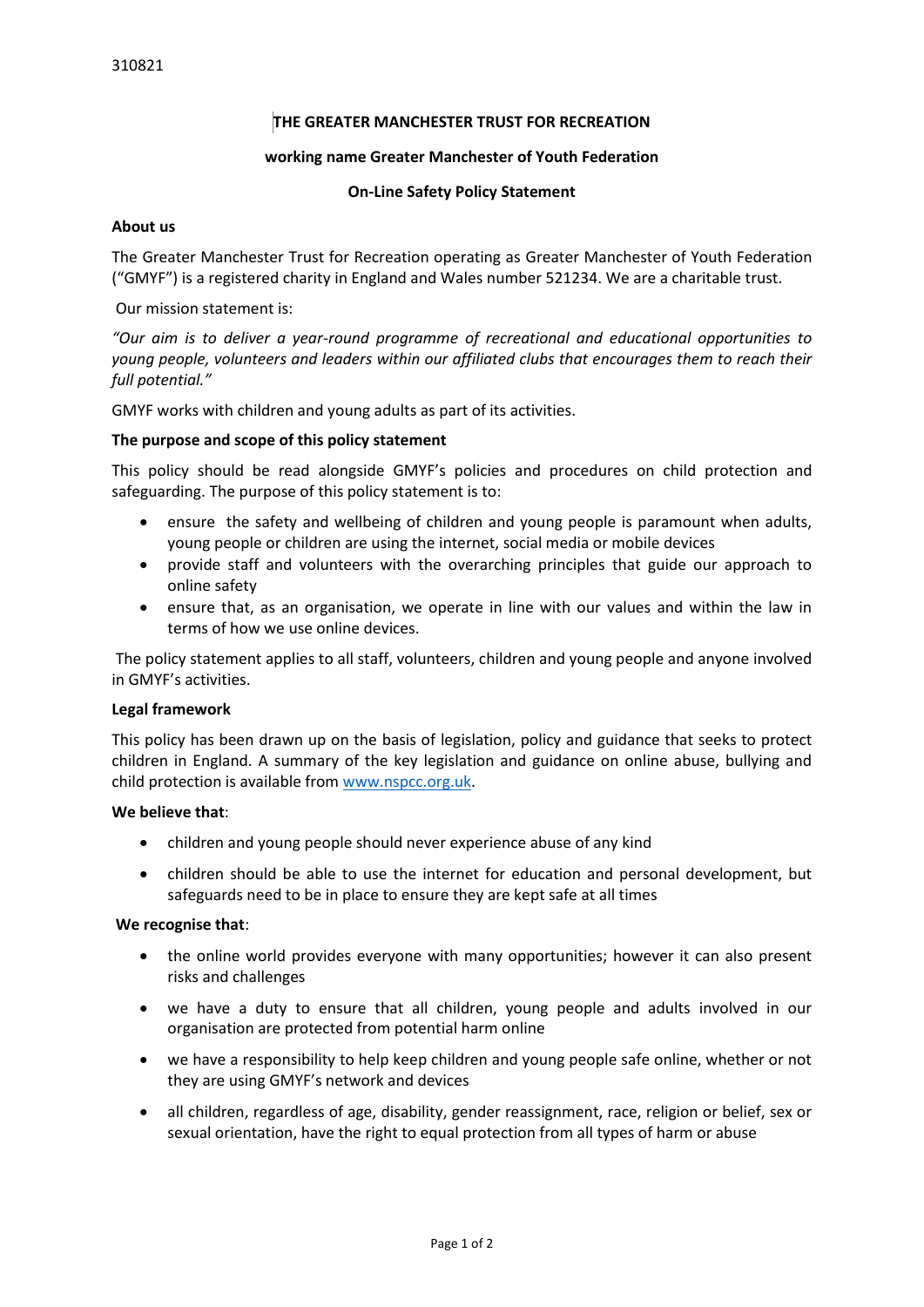310821

# THE GREATER MANCHESTER TRUST FOR RECREATION

**working name Greater Manchester of Youth Federation**

**On-Line Safety Policy Statement**

## About us

The Greater Manchester Trust for Recreation operating as Greater Manchester of Youth Federation ("GMYF") is a registered charity in England and Wales number 521234. We are a charitable trust.

Our mission statement is:

*"Our aim is to deliver a year-round programme of recreational and educational opportunities to young people, volunteers and leaders within our affiliated clubs that encourages them to reach their full potential."*

GMYF works with children and young adults as part of its activities.

## The purpose and scope of this policy statement

This policy should be read alongside GMYF's policies and procedures on child protection and safeguarding. The purpose of this policy statement is to:

- ensure the safety and wellbeing of children and young people is paramount when adults, young people or children are using the internet, social media or mobile devices
- provide staff and volunteers with the overarching principles that guide our approach to online safety
- ensure that, as an organisation, we operate in line with our values and within the law in terms of how we use online devices.

The policy statement applies to all staff, volunteers, children and young people and anyone involved in GMYF's activities.

## Legal framework

This policy has been drawn up on the basis of legislation, policy and guidance that seeks to protect children in England. A summary of the key legislation and guidance on online abuse, bullying and child protection is available from www.nspcc.org.uk.

**We believe that**:

- children and young people should never experience abuse of any kind
- children should be able to use the internet for education and personal development, but safeguards need to be in place to ensure they are kept safe at all times

**We recognise that**:

- the online world provides everyone with many opportunities; however it can also present risks and challenges
- we have a duty to ensure that all children, young people and adults involved in our organisation are protected from potential harm online
- we have a responsibility to help keep children and young people safe online, whether or not they are using GMYF's network and devices
- all children, regardless of age, disability, gender reassignment, race, religion or belief, sex or sexual orientation, have the right to equal protection from all types of harm or abuse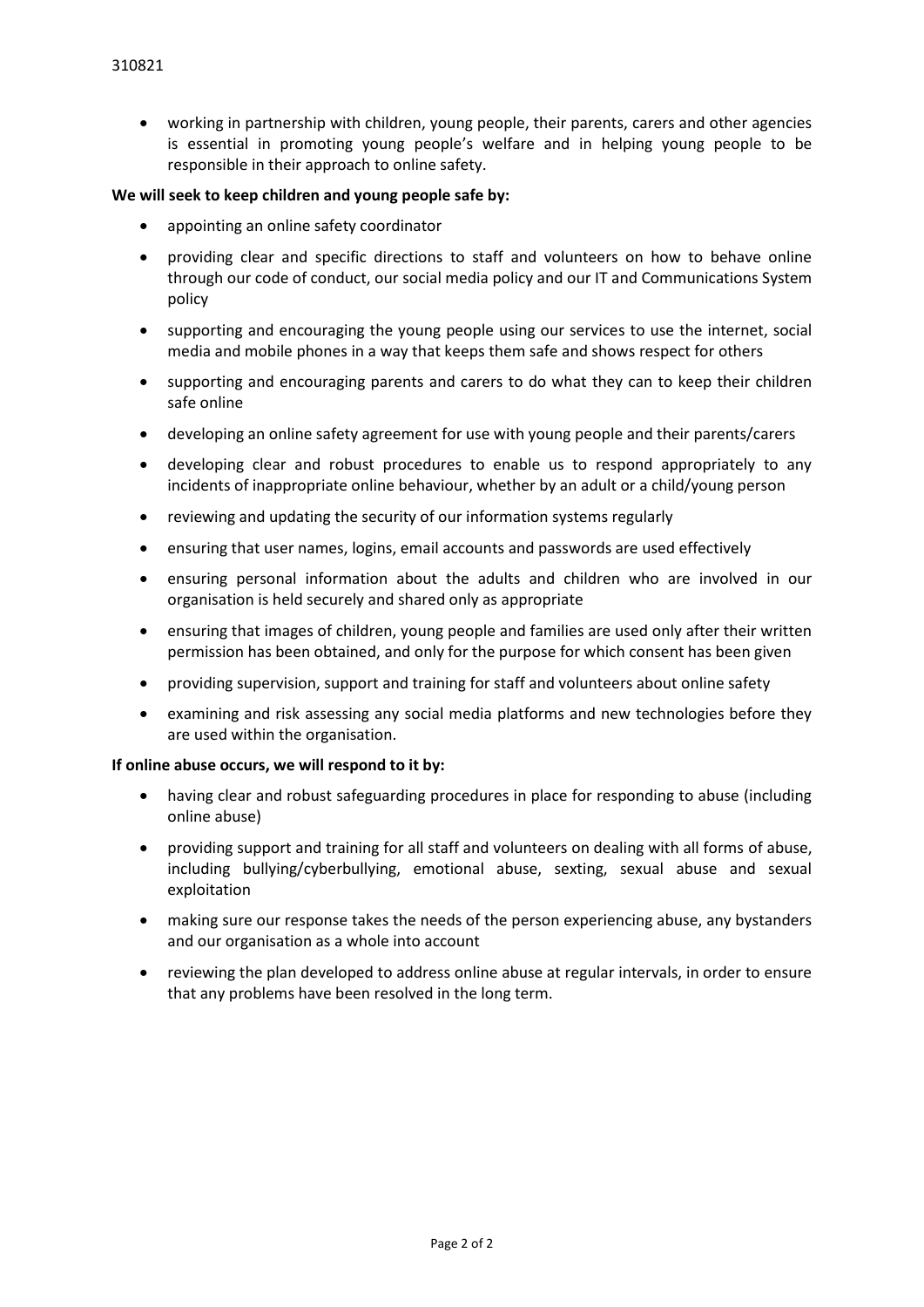- working in partnership with children, young people, their parents, carers and other agencies is essential in promoting young people's welfare and in helping young people to be responsible in their approach to online safety.

**We will seek to keep children and young people safe by:**

- appointing an online safety coordinator
- providing clear and specific directions to staff and volunteers on how to behave online through our code of conduct, our social media policy and our IT and Communications System policy
- supporting and encouraging the young people using our services to use the internet, social media and mobile phones in a way that keeps them safe and shows respect for others
- supporting and encouraging parents and carers to do what they can to keep their children safe online
- developing an online safety agreement for use with young people and their parents/carers
- developing clear and robust procedures to enable us to respond appropriately to any incidents of inappropriate online behaviour, whether by an adult or a child/young person
- reviewing and updating the security of our information systems regularly
- ensuring that user names, logins, email accounts and passwords are used effectively
- ensuring personal information about the adults and children who are involved in our organisation is held securely and shared only as appropriate
- ensuring that images of children, young people and families are used only after their written permission has been obtained, and only for the purpose for which consent has been given
- providing supervision, support and training for staff and volunteers about online safety
- examining and risk assessing any social media platforms and new technologies before they are used within the organisation.

**If online abuse occurs, we will respond to it by:**

- having clear and robust safeguarding procedures in place for responding to abuse (including online abuse)
- providing support and training for all staff and volunteers on dealing with all forms of abuse, including bullying/cyberbullying, emotional abuse, sexting, sexual abuse and sexual exploitation
- making sure our response takes the needs of the person experiencing abuse, any bystanders and our organisation as a whole into account
- reviewing the plan developed to address online abuse at regular intervals, in order to ensure that any problems have been resolved in the long term.